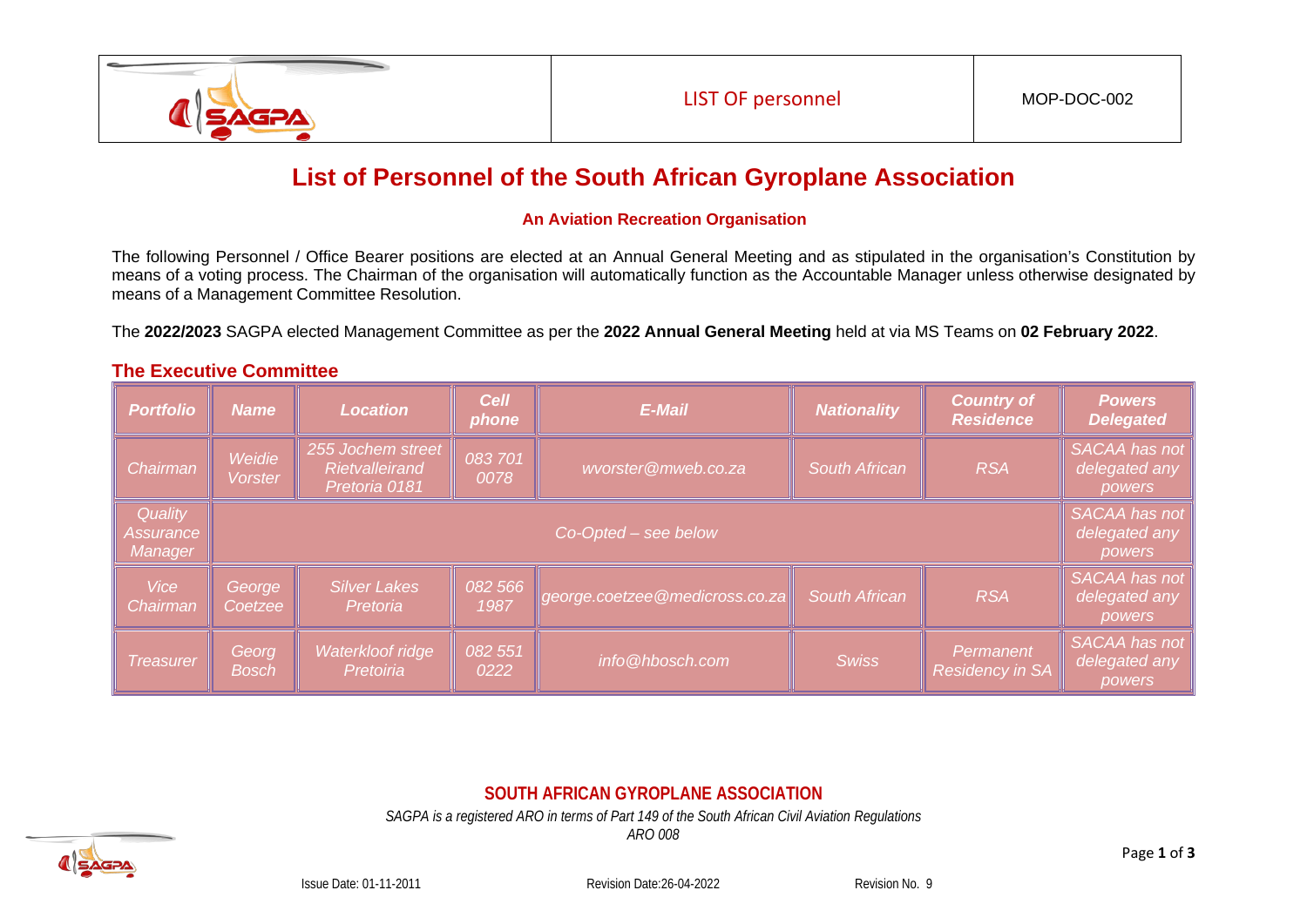# List of Personnel of the South African Gyroplane Association

**An Aviation Recreation Organisation**

The following Personnel / Office Bearer positions are elected at an Annual General Meeting and as stipulated in the organisation's Constitution by means of a voting process. The Chairman of the organisation will automatically function as the Accountable Manager unless otherwise designated by means of a Management Committee Resolution.

The **2022/2023** SAGPA elected Management Committee as per the **2022 Annual General Meeting** held at via MS Teams on **02 February 2022**.

## The Executive Committee

| Portfolio | Name | Location | Cell phone | E-Mail | Nationality | Country of Residence | Powers Delegated |
|---|---|---|---|---|---|---|---|
| Chairman | Weidie Vorster | 255 Jochem street Rietvalleirand Pretoria 0181 | 083 701 0078 | wvorster@mweb.co.za | South African | RSA | SACAA has not delegated any powers |
| Quality Assurance Manager | Co-Opted – see below | | | | | | SACAA has not delegated any powers |
| Vice Chairman | George Coetzee | Silver Lakes Pretoria | 082 566 1987 | george.coetzee@medicross.co.za | South African | RSA | SACAA has not delegated any powers |
| Treasurer | Georg Bosch | Waterkloof ridge Pretoiria | 082 551 0222 | info@hbosch.com | Swiss | Permanent Residency in SA | SACAA has not delegated any powers |

**SOUTH AFRICAN GYROPLANE ASSOCIATION**

*SAGPA is a registered ARO in terms of Part 149 of the South African Civil Aviation Regulations*
*ARO 008*

Issue Date: 01-11-2011 Revision Date:26-04-2022 Revision No. 9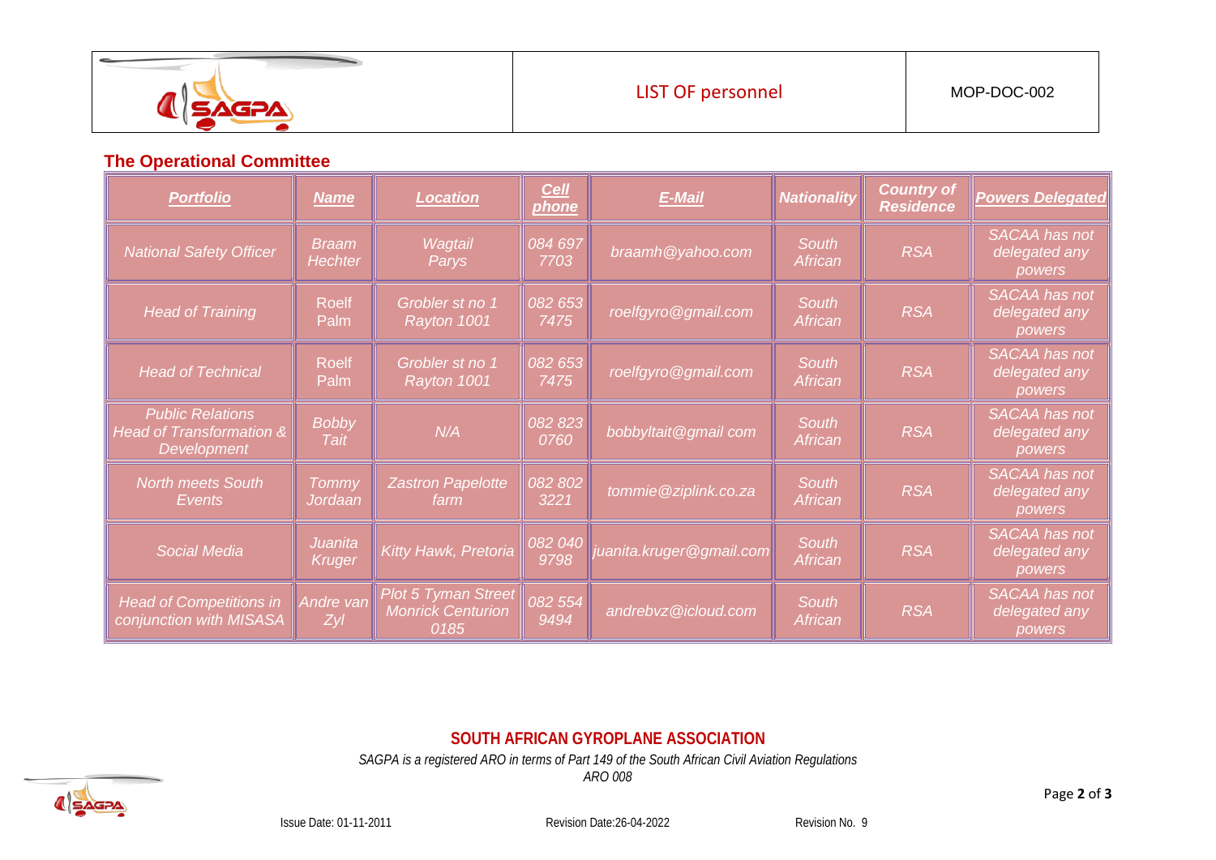| LIST OF personnel | MOP-DOC-002 |
|---|---|

## The Operational Committee

| Portfolio | Name | Location | Cell phone | E-Mail | Nationality | Country of Residence | Powers Delegated |
|---|---|---|---|---|---|---|---|
| National Safety Officer | Braam Hechter | Wagtail Parys | 084 697 7703 | braamh@yahoo.com | South African | RSA | SACAA has not delegated any powers |
| Head of Training | Roelf Palm | Grobler st no 1 Rayton 1001 | 082 653 7475 | roelfgyro@gmail.com | South African | RSA | SACAA has not delegated any powers |
| Head of Technical | Roelf Palm | Grobler st no 1 Rayton 1001 | 082 653 7475 | roelfgyro@gmail.com | South African | RSA | SACAA has not delegated any powers |
| Public Relations Head of Transformation & Development | Bobby Tait | N/A | 082 823 0760 | bobbyltait@gmail com | South African | RSA | SACAA has not delegated any powers |
| North meets South Events | Tommy Jordaan | Zastron Papelotte farm | 082 802 3221 | tommie@ziplink.co.za | South African | RSA | SACAA has not delegated any powers |
| Social Media | Juanita Kruger | Kitty Hawk, Pretoria | 082 040 9798 | juanita.kruger@gmail.com | South African | RSA | SACAA has not delegated any powers |
| Head of Competitions in conjunction with MISASA | Andre van Zyl | Plot 5 Tyman Street Monrick Centurion 0185 | 082 554 9494 | andrebvz@icloud.com | South African | RSA | SACAA has not delegated any powers |

**SOUTH AFRICAN GYROPLANE ASSOCIATION**

*SAGPA is a registered ARO in terms of Part 149 of the South African Civil Aviation Regulations*
*ARO 008*

Issue Date: 01-11-2011 Revision Date:26-04-2022 Revision No. 9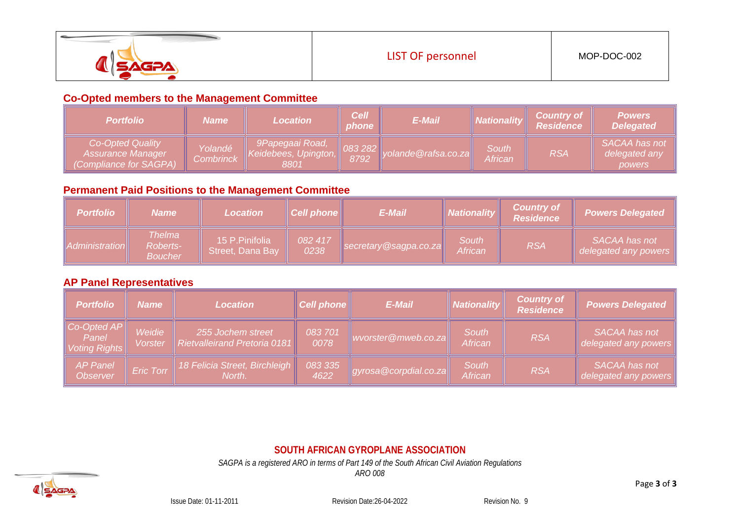## Co-Opted members to the Management Committee

| Portfolio | Name | Location | Cell phone | E-Mail | Nationality | Country of Residence | Powers Delegated |
|---|---|---|---|---|---|---|---|
| Co-Opted Quality Assurance Manager (Compliance for SAGPA) | Yolandé Combrinck | 9Papegaai Road, Keidebees, Upington, 8801 | 083 282 8792 | yolande@rafsa.co.za | South African | RSA | SACAA has not delegated any powers |

## Permanent Paid Positions to the Management Committee

| Portfolio | Name | Location | Cell phone | E-Mail | Nationality | Country of Residence | Powers Delegated |
|---|---|---|---|---|---|---|---|
| Administration | Thelma Roberts-Boucher | 15 P.Pinifolia Street, Dana Bay | 082 417 0238 | secretary@sagpa.co.za | South African | RSA | SACAA has not delegated any powers |

## AP Panel Representatives

| Portfolio | Name | Location | Cell phone | E-Mail | Nationality | Country of Residence | Powers Delegated |
|---|---|---|---|---|---|---|---|
| Co-Opted AP Panel Voting Rights | Weidie Vorster | 255 Jochem street Rietvalleirand Pretoria 0181 | 083 701 0078 | wvorster@mweb.co.za | South African | RSA | SACAA has not delegated any powers |
| AP Panel Observer | Eric Torr | 18 Felicia Street, Birchleigh North. | 083 335 4622 | gyrosa@corpdial.co.za | South African | RSA | SACAA has not delegated any powers |

**SOUTH AFRICAN GYROPLANE ASSOCIATION**

*SAGPA is a registered ARO in terms of Part 149 of the South African Civil Aviation Regulations*
*ARO 008*

Issue Date: 01-11-2011 Revision Date:26-04-2022 Revision No. 9